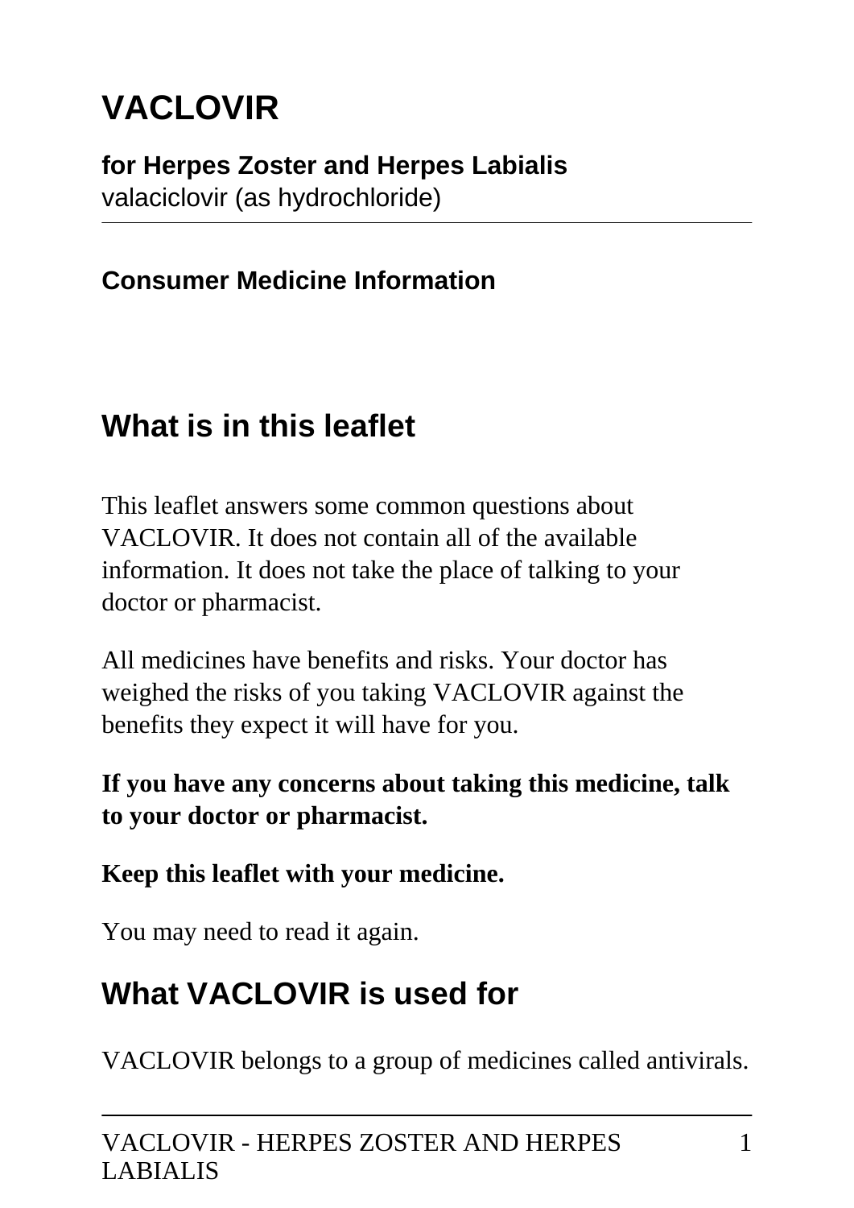# VACLOVIR

**for Herpes Zoster and Herpes Labialis**
valaciclovir (as hydrochloride)

**Consumer Medicine Information**

## What is in this leaflet

This leaflet answers some common questions about VACLOVIR. It does not contain all of the available information. It does not take the place of talking to your doctor or pharmacist.

All medicines have benefits and risks. Your doctor has weighed the risks of you taking VACLOVIR against the benefits they expect it will have for you.

**If you have any concerns about taking this medicine, talk to your doctor or pharmacist.**

**Keep this leaflet with your medicine.**

You may need to read it again.

## What VACLOVIR is used for

VACLOVIR belongs to a group of medicines called antivirals.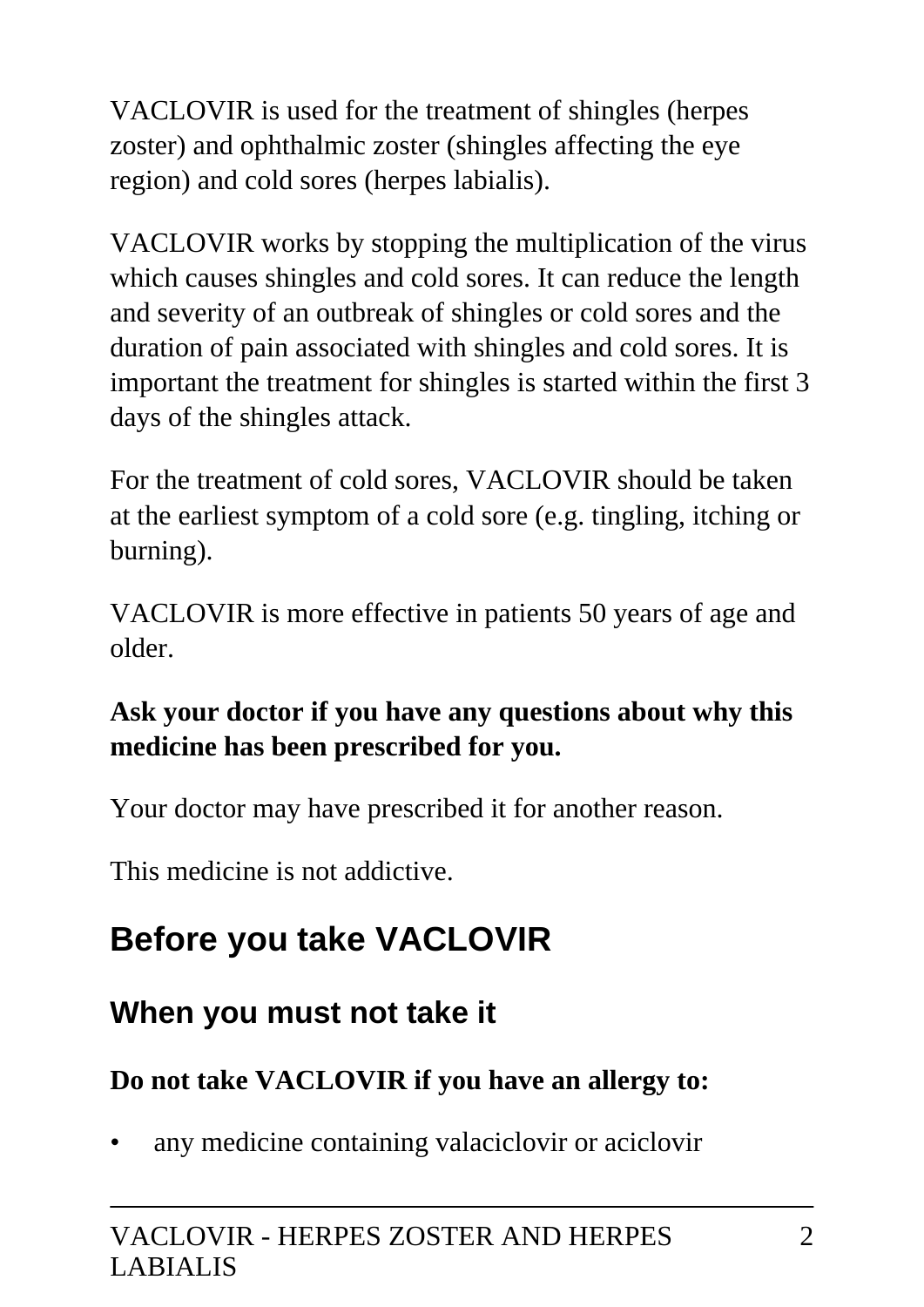VACLOVIR is used for the treatment of shingles (herpes zoster) and ophthalmic zoster (shingles affecting the eye region) and cold sores (herpes labialis).

VACLOVIR works by stopping the multiplication of the virus which causes shingles and cold sores. It can reduce the length and severity of an outbreak of shingles or cold sores and the duration of pain associated with shingles and cold sores. It is important the treatment for shingles is started within the first 3 days of the shingles attack.

For the treatment of cold sores, VACLOVIR should be taken at the earliest symptom of a cold sore (e.g. tingling, itching or burning).

VACLOVIR is more effective in patients 50 years of age and older.

**Ask your doctor if you have any questions about why this medicine has been prescribed for you.**

Your doctor may have prescribed it for another reason.

This medicine is not addictive.

# Before you take VACLOVIR

## When you must not take it

**Do not take VACLOVIR if you have an allergy to:**

- any medicine containing valaciclovir or aciclovir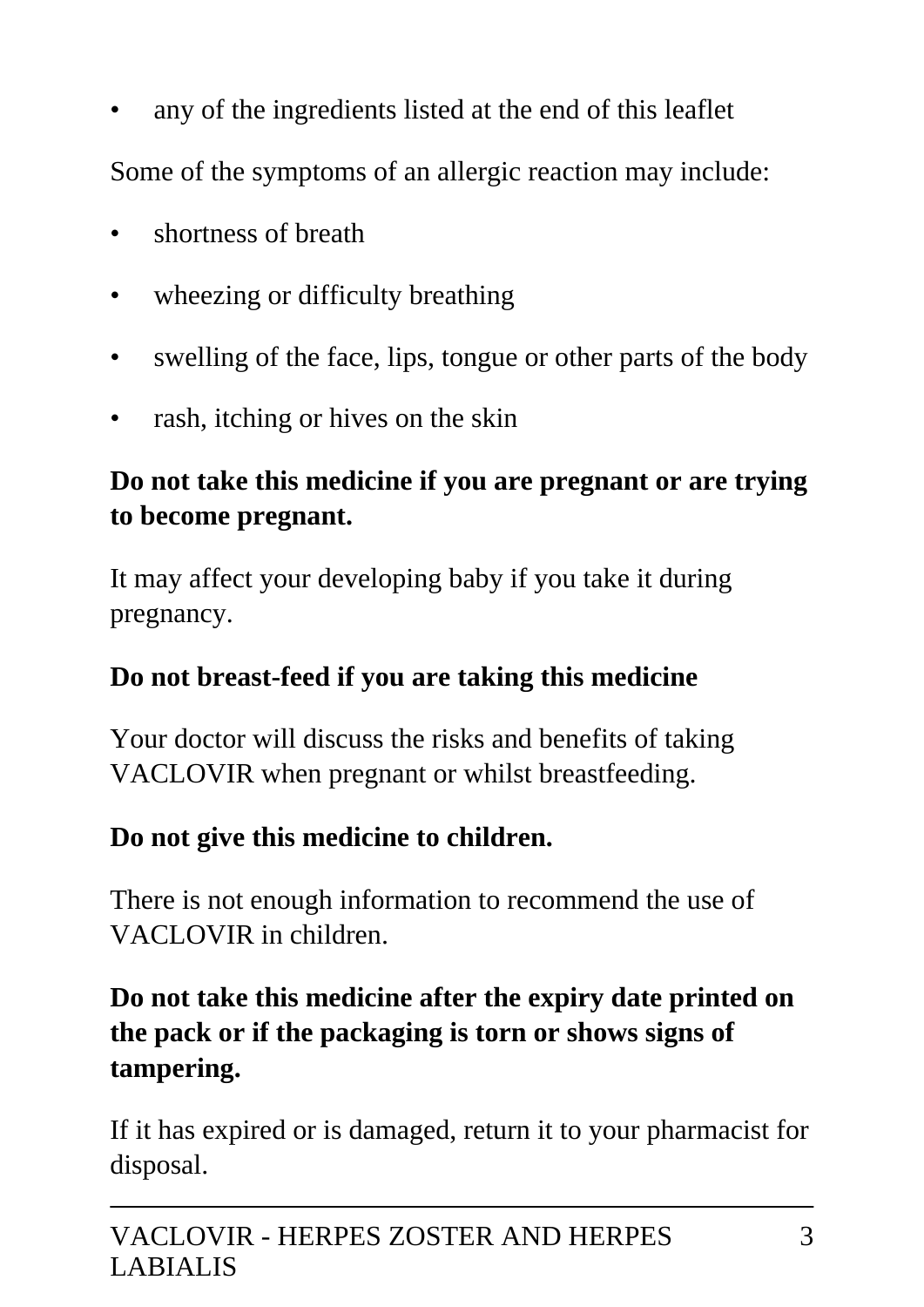- any of the ingredients listed at the end of this leaflet

Some of the symptoms of an allergic reaction may include:

- shortness of breath
- wheezing or difficulty breathing
- swelling of the face, lips, tongue or other parts of the body
- rash, itching or hives on the skin

**Do not take this medicine if you are pregnant or are trying to become pregnant.**

It may affect your developing baby if you take it during pregnancy.

**Do not breast-feed if you are taking this medicine**

Your doctor will discuss the risks and benefits of taking VACLOVIR when pregnant or whilst breastfeeding.

**Do not give this medicine to children.**

There is not enough information to recommend the use of VACLOVIR in children.

**Do not take this medicine after the expiry date printed on the pack or if the packaging is torn or shows signs of tampering.**

If it has expired or is damaged, return it to your pharmacist for disposal.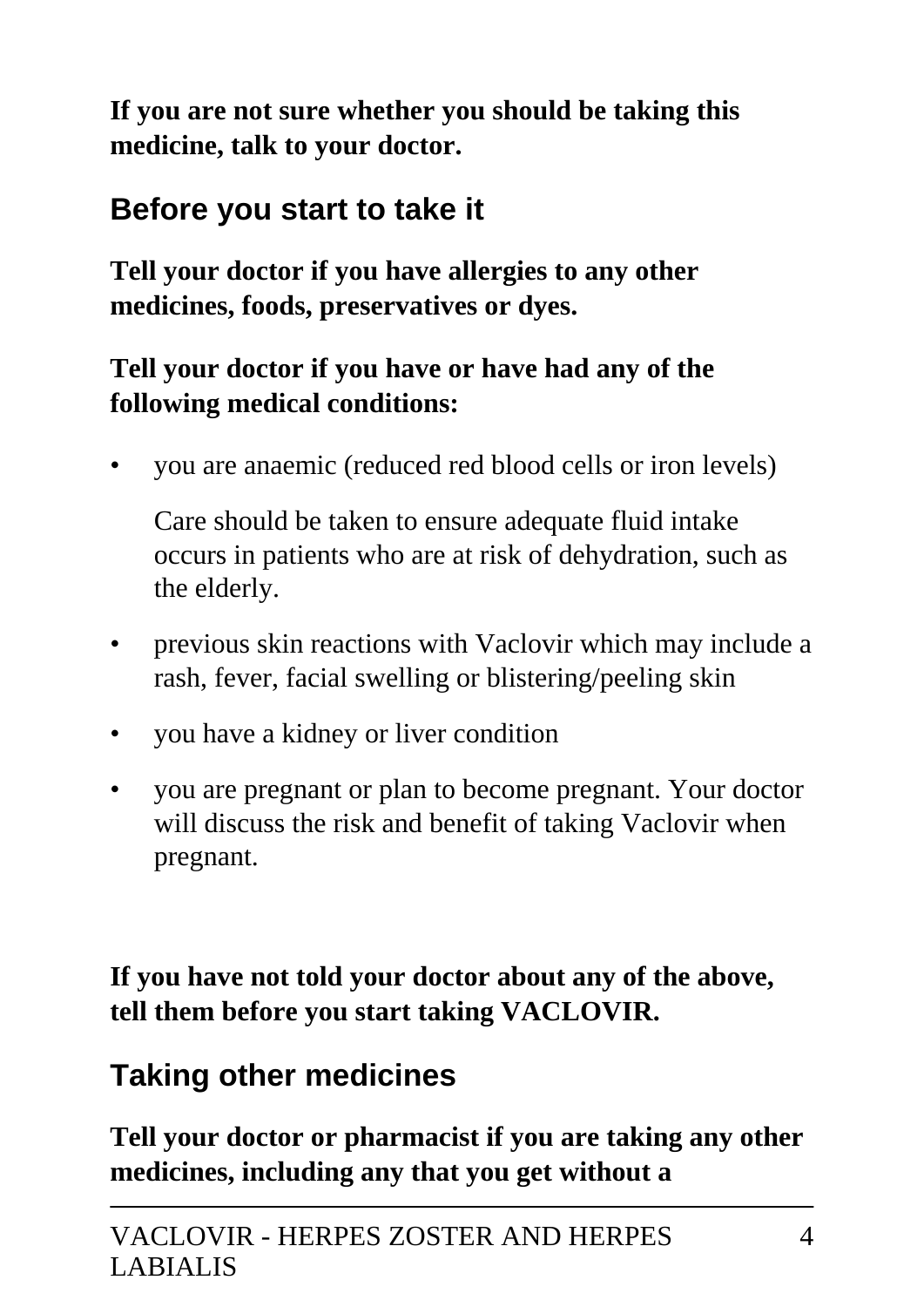**If you are not sure whether you should be taking this medicine, talk to your doctor.**

## Before you start to take it

**Tell your doctor if you have allergies to any other medicines, foods, preservatives or dyes.**

**Tell your doctor if you have or have had any of the following medical conditions:**

- you are anaemic (reduced red blood cells or iron levels)

  Care should be taken to ensure adequate fluid intake occurs in patients who are at risk of dehydration, such as the elderly.

- previous skin reactions with Vaclovir which may include a rash, fever, facial swelling or blistering/peeling skin
- you have a kidney or liver condition
- you are pregnant or plan to become pregnant. Your doctor will discuss the risk and benefit of taking Vaclovir when pregnant.

**If you have not told your doctor about any of the above, tell them before you start taking VACLOVIR.**

## Taking other medicines

**Tell your doctor or pharmacist if you are taking any other medicines, including any that you get without a**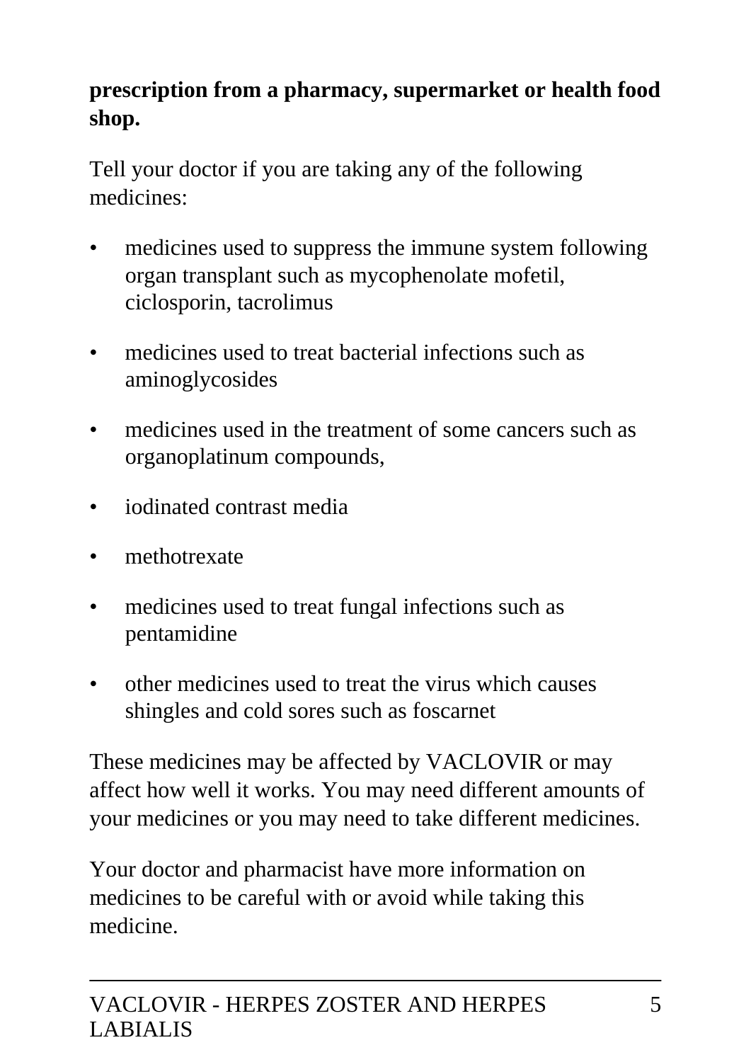**prescription from a pharmacy, supermarket or health food shop.**

Tell your doctor if you are taking any of the following medicines:

- medicines used to suppress the immune system following organ transplant such as mycophenolate mofetil, ciclosporin, tacrolimus
- medicines used to treat bacterial infections such as aminoglycosides
- medicines used in the treatment of some cancers such as organoplatinum compounds,
- iodinated contrast media
- methotrexate
- medicines used to treat fungal infections such as pentamidine
- other medicines used to treat the virus which causes shingles and cold sores such as foscarnet

These medicines may be affected by VACLOVIR or may affect how well it works. You may need different amounts of your medicines or you may need to take different medicines.

Your doctor and pharmacist have more information on medicines to be careful with or avoid while taking this medicine.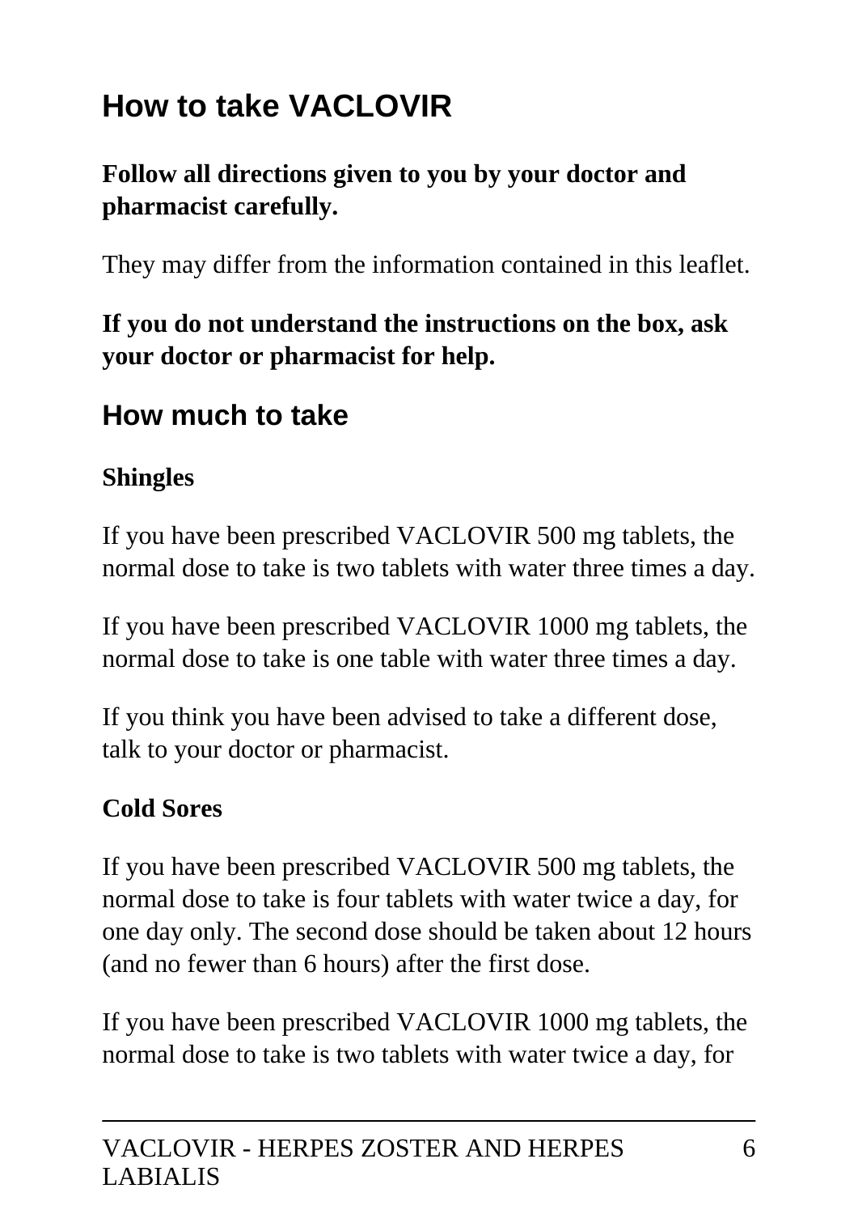## How to take VACLOVIR

**Follow all directions given to you by your doctor and pharmacist carefully.**

They may differ from the information contained in this leaflet.

**If you do not understand the instructions on the box, ask your doctor or pharmacist for help.**

### How much to take

**Shingles**

If you have been prescribed VACLOVIR 500 mg tablets, the normal dose to take is two tablets with water three times a day.

If you have been prescribed VACLOVIR 1000 mg tablets, the normal dose to take is one table with water three times a day.

If you think you have been advised to take a different dose, talk to your doctor or pharmacist.

**Cold Sores**

If you have been prescribed VACLOVIR 500 mg tablets, the normal dose to take is four tablets with water twice a day, for one day only. The second dose should be taken about 12 hours (and no fewer than 6 hours) after the first dose.

If you have been prescribed VACLOVIR 1000 mg tablets, the normal dose to take is two tablets with water twice a day, for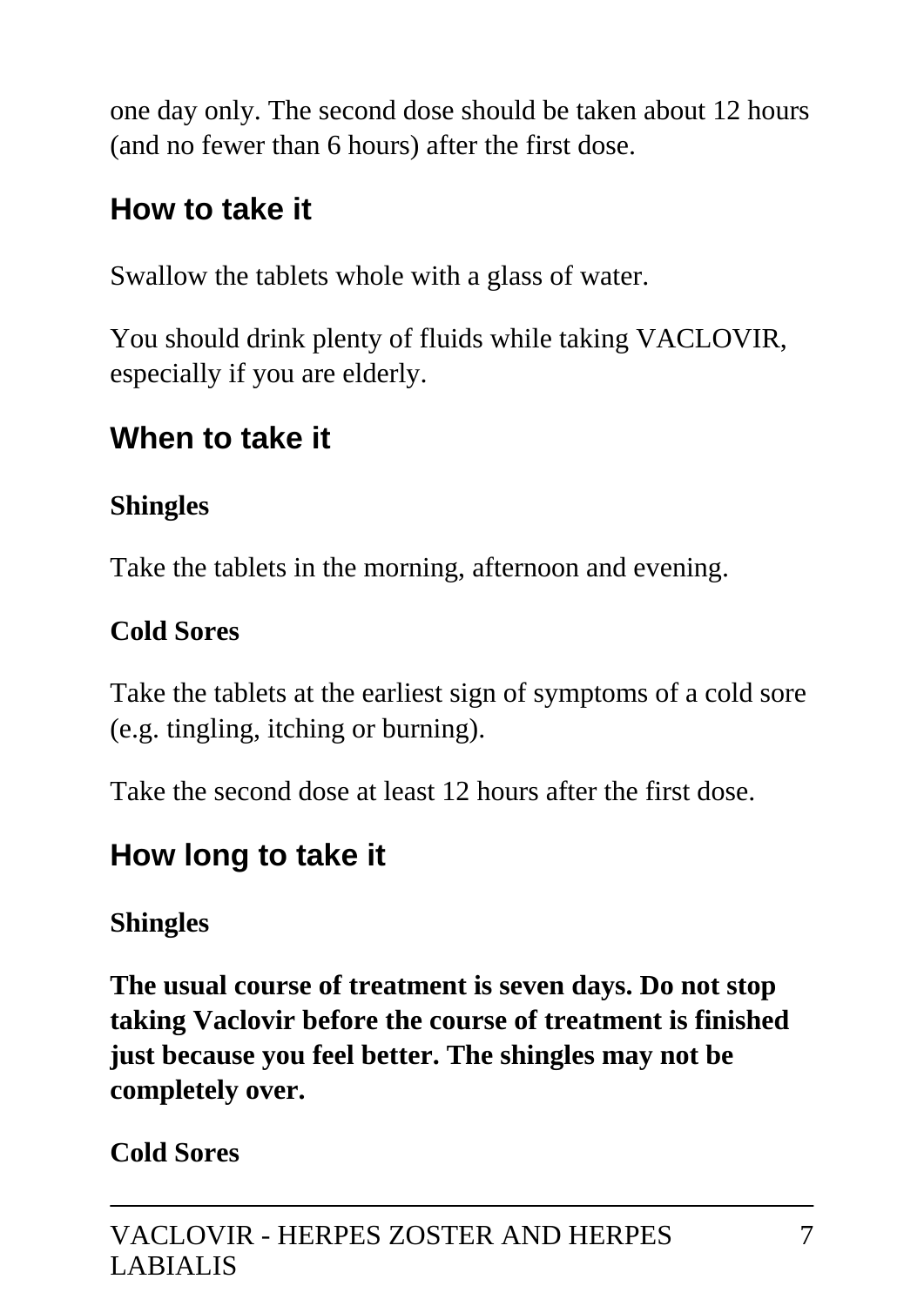one day only. The second dose should be taken about 12 hours (and no fewer than 6 hours) after the first dose.

## How to take it

Swallow the tablets whole with a glass of water.

You should drink plenty of fluids while taking VACLOVIR, especially if you are elderly.

## When to take it

**Shingles**

Take the tablets in the morning, afternoon and evening.

**Cold Sores**

Take the tablets at the earliest sign of symptoms of a cold sore (e.g. tingling, itching or burning).

Take the second dose at least 12 hours after the first dose.

## How long to take it

**Shingles**

**The usual course of treatment is seven days. Do not stop taking Vaclovir before the course of treatment is finished just because you feel better. The shingles may not be completely over.**

**Cold Sores**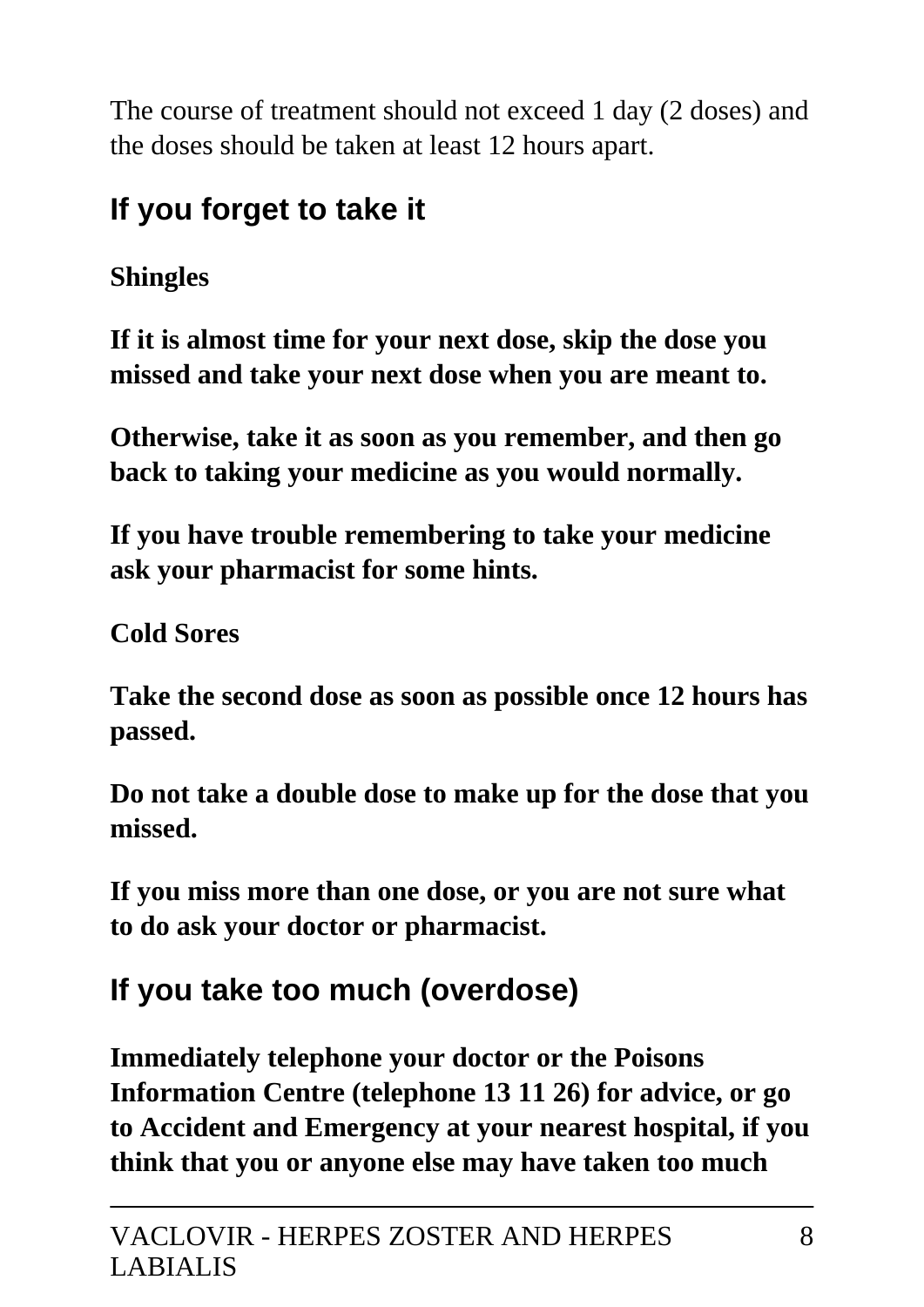The course of treatment should not exceed 1 day (2 doses) and the doses should be taken at least 12 hours apart.

## If you forget to take it

**Shingles**

**If it is almost time for your next dose, skip the dose you missed and take your next dose when you are meant to.**

**Otherwise, take it as soon as you remember, and then go back to taking your medicine as you would normally.**

**If you have trouble remembering to take your medicine ask your pharmacist for some hints.**

**Cold Sores**

**Take the second dose as soon as possible once 12 hours has passed.**

**Do not take a double dose to make up for the dose that you missed.**

**If you miss more than one dose, or you are not sure what to do ask your doctor or pharmacist.**

## If you take too much (overdose)

**Immediately telephone your doctor or the Poisons Information Centre (telephone 13 11 26) for advice, or go to Accident and Emergency at your nearest hospital, if you think that you or anyone else may have taken too much**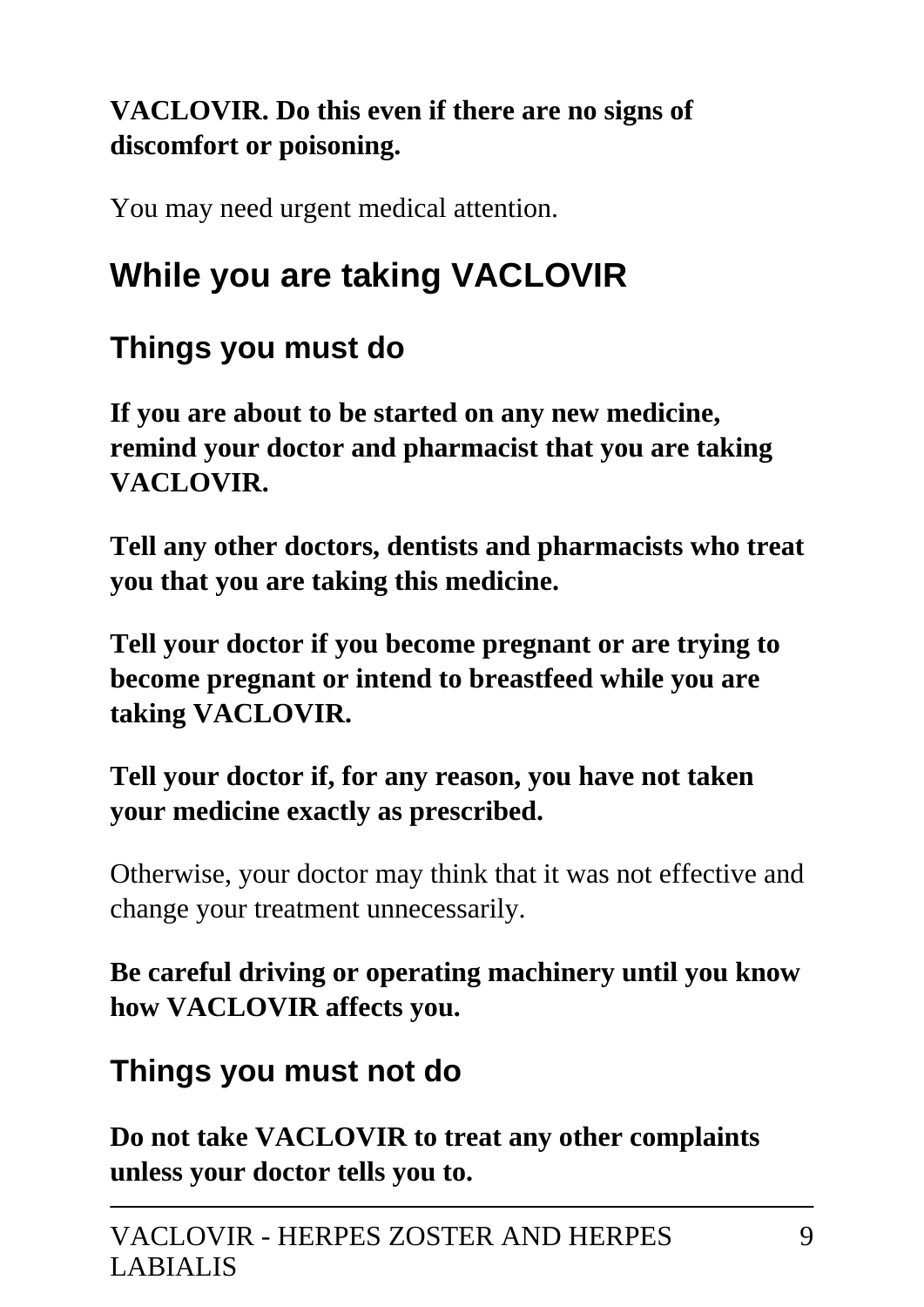**VACLOVIR. Do this even if there are no signs of discomfort or poisoning.**

You may need urgent medical attention.

## While you are taking VACLOVIR

### Things you must do

**If you are about to be started on any new medicine, remind your doctor and pharmacist that you are taking VACLOVIR.**

**Tell any other doctors, dentists and pharmacists who treat you that you are taking this medicine.**

**Tell your doctor if you become pregnant or are trying to become pregnant or intend to breastfeed while you are taking VACLOVIR.**

**Tell your doctor if, for any reason, you have not taken your medicine exactly as prescribed.**

Otherwise, your doctor may think that it was not effective and change your treatment unnecessarily.

**Be careful driving or operating machinery until you know how VACLOVIR affects you.**

### Things you must not do

**Do not take VACLOVIR to treat any other complaints unless your doctor tells you to.**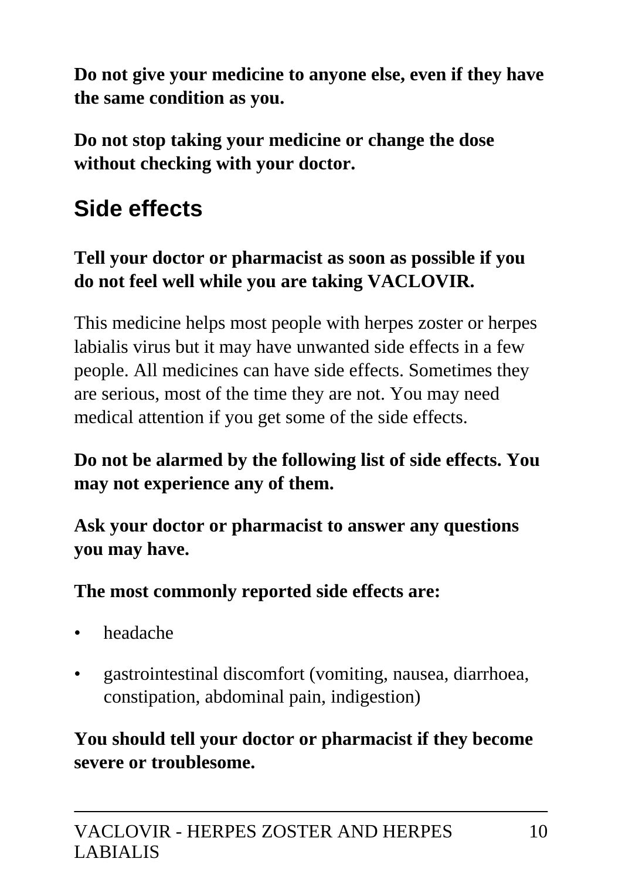**Do not give your medicine to anyone else, even if they have the same condition as you.**

**Do not stop taking your medicine or change the dose without checking with your doctor.**

## Side effects

**Tell your doctor or pharmacist as soon as possible if you do not feel well while you are taking VACLOVIR.**

This medicine helps most people with herpes zoster or herpes labialis virus but it may have unwanted side effects in a few people. All medicines can have side effects. Sometimes they are serious, most of the time they are not. You may need medical attention if you get some of the side effects.

**Do not be alarmed by the following list of side effects. You may not experience any of them.**

**Ask your doctor or pharmacist to answer any questions you may have.**

**The most commonly reported side effects are:**

- headache
- gastrointestinal discomfort (vomiting, nausea, diarrhoea, constipation, abdominal pain, indigestion)

**You should tell your doctor or pharmacist if they become severe or troublesome.**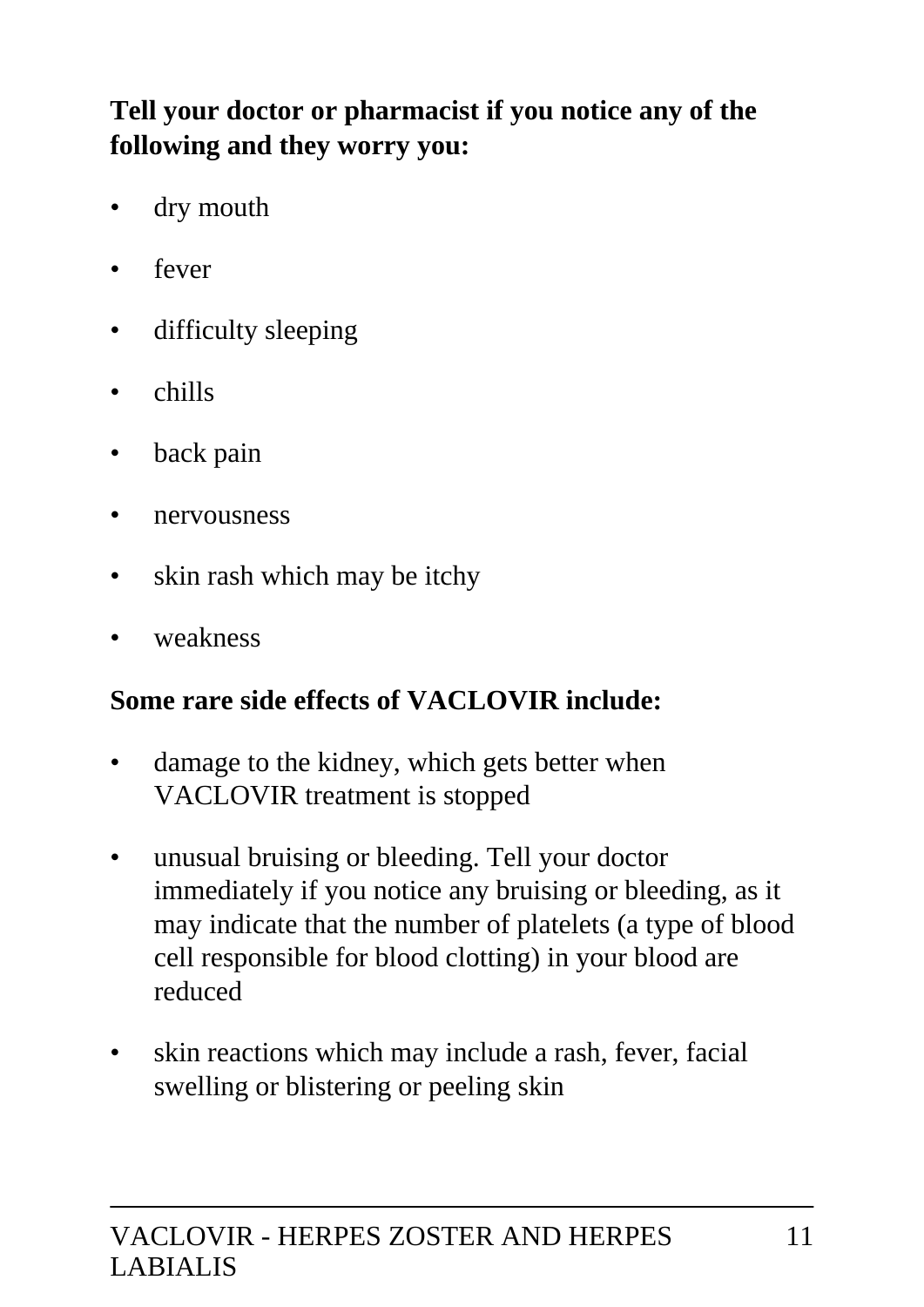**Tell your doctor or pharmacist if you notice any of the following and they worry you:**

- dry mouth
- fever
- difficulty sleeping
- chills
- back pain
- nervousness
- skin rash which may be itchy
- weakness

**Some rare side effects of VACLOVIR include:**

- damage to the kidney, which gets better when VACLOVIR treatment is stopped
- unusual bruising or bleeding. Tell your doctor immediately if you notice any bruising or bleeding, as it may indicate that the number of platelets (a type of blood cell responsible for blood clotting) in your blood are reduced
- skin reactions which may include a rash, fever, facial swelling or blistering or peeling skin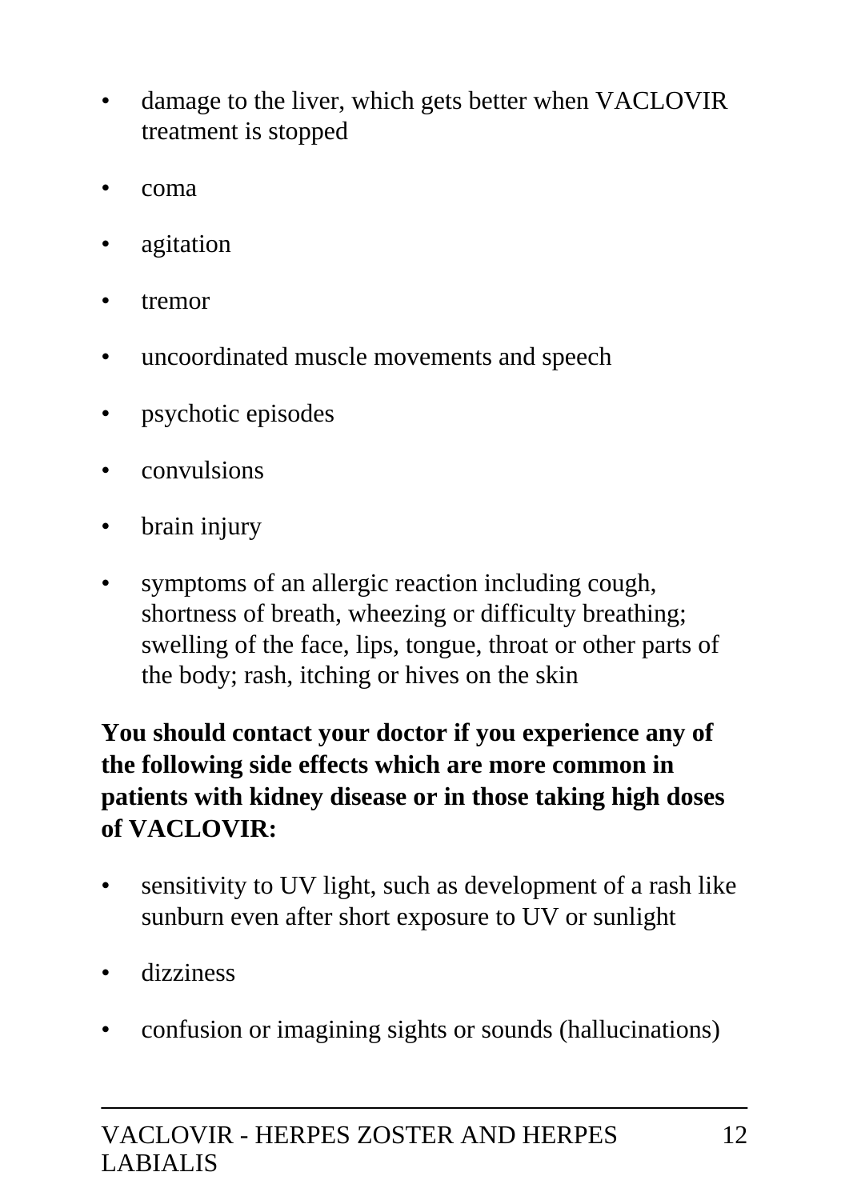- damage to the liver, which gets better when VACLOVIR treatment is stopped
- coma
- agitation
- tremor
- uncoordinated muscle movements and speech
- psychotic episodes
- convulsions
- brain injury
- symptoms of an allergic reaction including cough, shortness of breath, wheezing or difficulty breathing; swelling of the face, lips, tongue, throat or other parts of the body; rash, itching or hives on the skin

**You should contact your doctor if you experience any of the following side effects which are more common in patients with kidney disease or in those taking high doses of VACLOVIR:**

- sensitivity to UV light, such as development of a rash like sunburn even after short exposure to UV or sunlight
- dizziness
- confusion or imagining sights or sounds (hallucinations)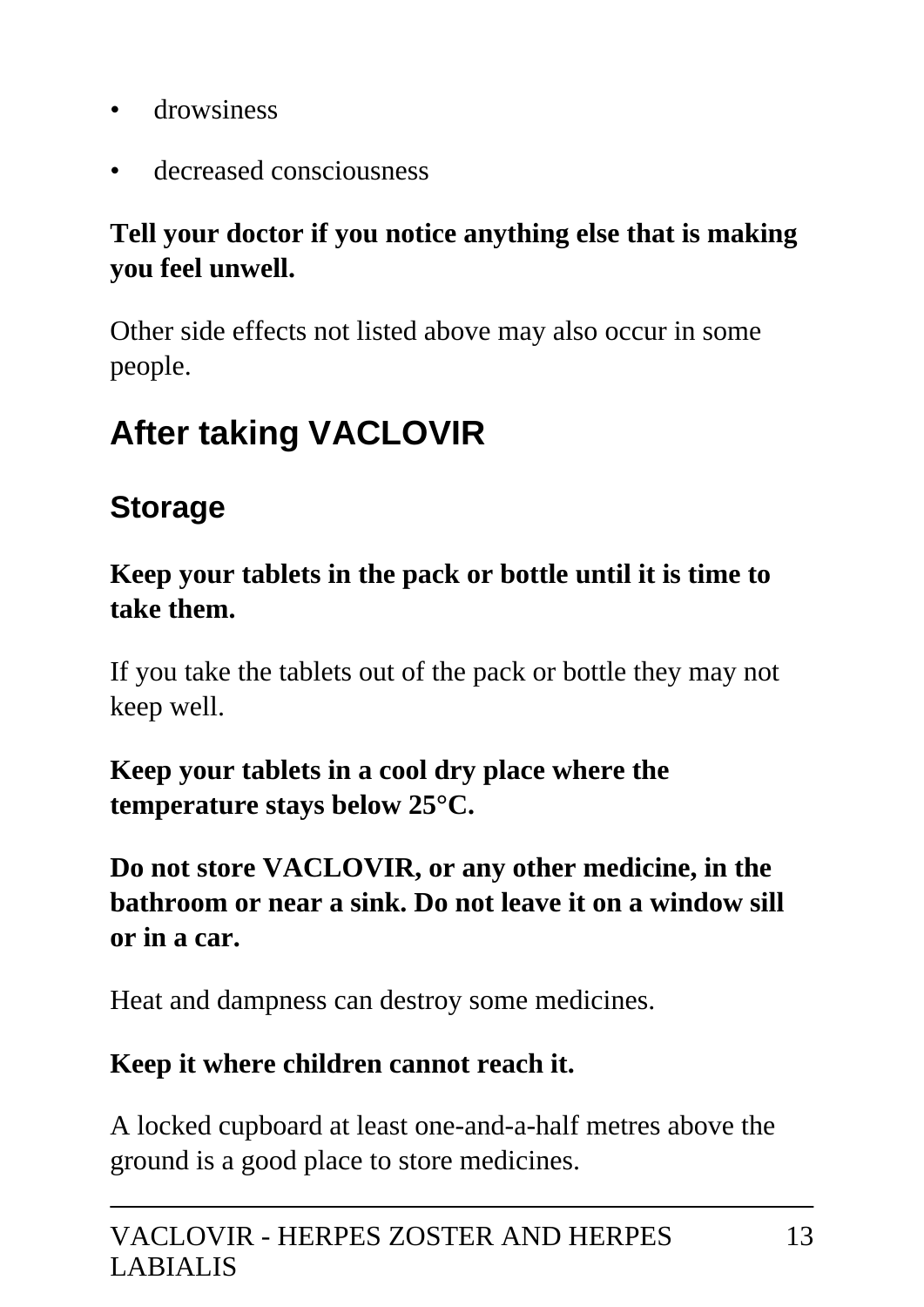- drowsiness
- decreased consciousness

**Tell your doctor if you notice anything else that is making you feel unwell.**

Other side effects not listed above may also occur in some people.

## After taking VACLOVIR

### Storage

**Keep your tablets in the pack or bottle until it is time to take them.**

If you take the tablets out of the pack or bottle they may not keep well.

**Keep your tablets in a cool dry place where the temperature stays below 25°C.**

**Do not store VACLOVIR, or any other medicine, in the bathroom or near a sink. Do not leave it on a window sill or in a car.**

Heat and dampness can destroy some medicines.

**Keep it where children cannot reach it.**

A locked cupboard at least one-and-a-half metres above the ground is a good place to store medicines.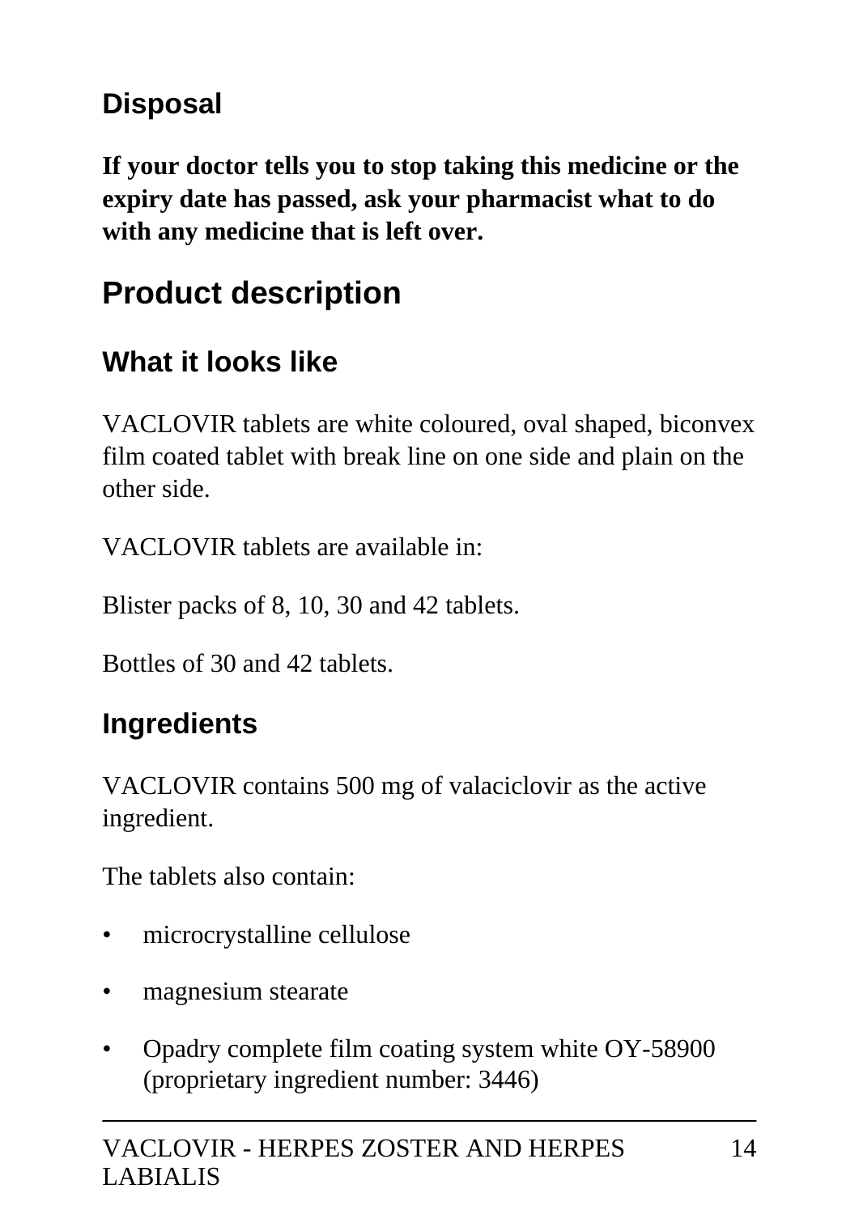### Disposal

**If your doctor tells you to stop taking this medicine or the expiry date has passed, ask your pharmacist what to do with any medicine that is left over.**

## Product description

### What it looks like

VACLOVIR tablets are white coloured, oval shaped, biconvex film coated tablet with break line on one side and plain on the other side.

VACLOVIR tablets are available in:

Blister packs of 8, 10, 30 and 42 tablets.

Bottles of 30 and 42 tablets.

### Ingredients

VACLOVIR contains 500 mg of valaciclovir as the active ingredient.

The tablets also contain:

- microcrystalline cellulose
- magnesium stearate
- Opadry complete film coating system white OY-58900 (proprietary ingredient number: 3446)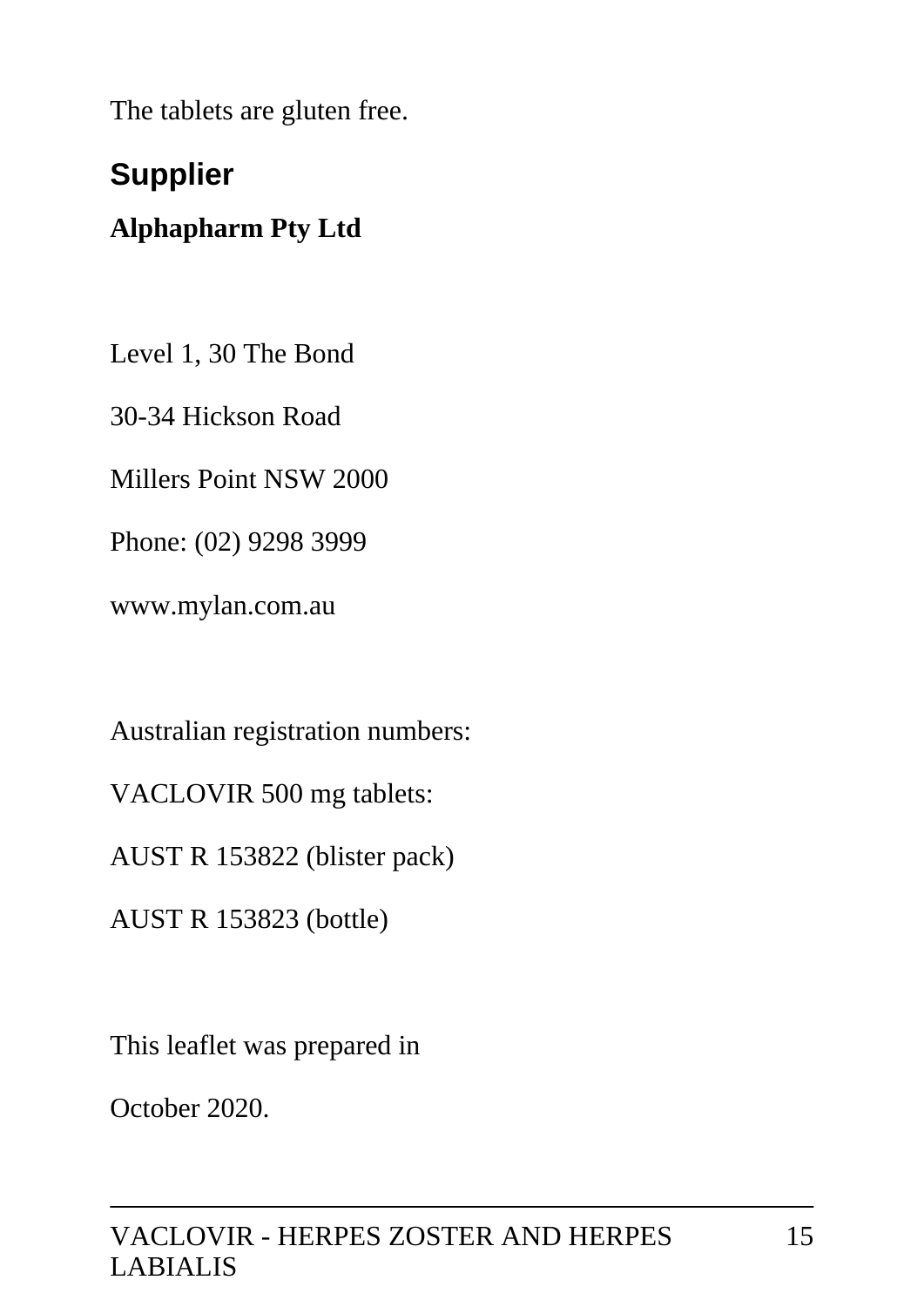The tablets are gluten free.

## Supplier

**Alphapharm Pty Ltd**

Level 1, 30 The Bond

30-34 Hickson Road

Millers Point NSW 2000

Phone: (02) 9298 3999

www.mylan.com.au

Australian registration numbers:

VACLOVIR 500 mg tablets:

AUST R 153822 (blister pack)

AUST R 153823 (bottle)

This leaflet was prepared in

October 2020.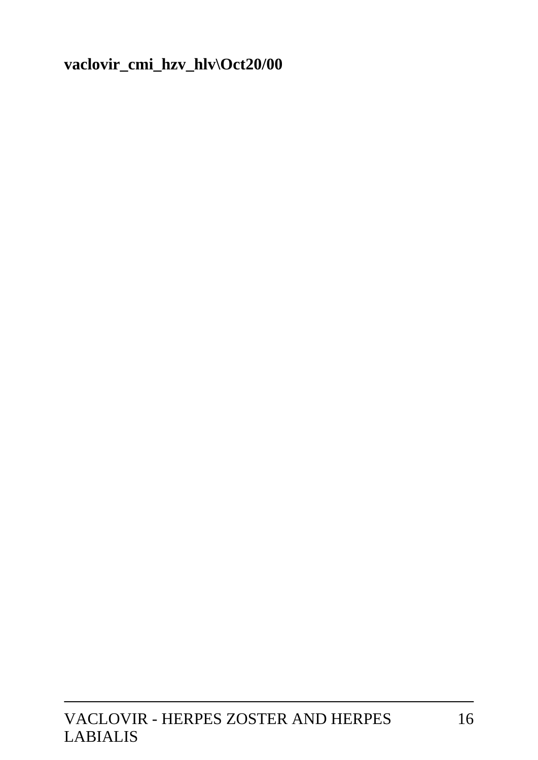**vaclovir_cmi_hzv_hlv\Oct20/00**